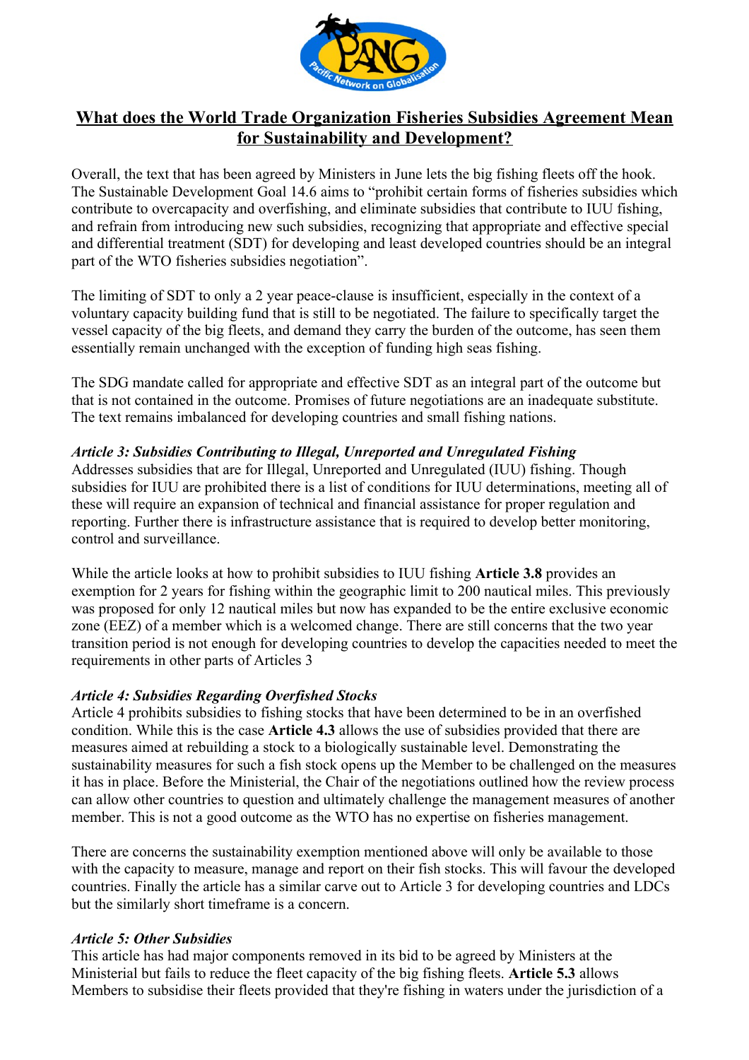# What does the World Trade Organization Fisheries Subsidies Agreement Mean for Sustainability and Development?

Overall, the text that has been agreed by Ministers in June lets the big fishing fleets off the hook. The Sustainable Development Goal 14.6 aims to "prohibit certain forms of fisheries subsidies which contribute to overcapacity and overfishing, and eliminate subsidies that contribute to IUU fishing, and refrain from introducing new such subsidies, recognizing that appropriate and effective special and differential treatment (SDT) for developing and least developed countries should be an integral part of the WTO fisheries subsidies negotiation".

The limiting of SDT to only a 2 year peace-clause is insufficient, especially in the context of a voluntary capacity building fund that is still to be negotiated. The failure to specifically target the vessel capacity of the big fleets, and demand they carry the burden of the outcome, has seen them essentially remain unchanged with the exception of funding high seas fishing.

The SDG mandate called for appropriate and effective SDT as an integral part of the outcome but that is not contained in the outcome. Promises of future negotiations are an inadequate substitute. The text remains imbalanced for developing countries and small fishing nations.

### *Article 3: Subsidies Contributing to Illegal, Unreported and Unregulated Fishing*

Addresses subsidies that are for Illegal, Unreported and Unregulated (IUU) fishing. Though subsidies for IUU are prohibited there is a list of conditions for IUU determinations, meeting all of these will require an expansion of technical and financial assistance for proper regulation and reporting. Further there is infrastructure assistance that is required to develop better monitoring, control and surveillance.

While the article looks at how to prohibit subsidies to IUU fishing **Article 3.8** provides an exemption for 2 years for fishing within the geographic limit to 200 nautical miles. This previously was proposed for only 12 nautical miles but now has expanded to be the entire exclusive economic zone (EEZ) of a member which is a welcomed change. There are still concerns that the two year transition period is not enough for developing countries to develop the capacities needed to meet the requirements in other parts of Articles 3

### *Article 4: Subsidies Regarding Overfished Stocks*

Article 4 prohibits subsidies to fishing stocks that have been determined to be in an overfished condition. While this is the case **Article 4.3** allows the use of subsidies provided that there are measures aimed at rebuilding a stock to a biologically sustainable level. Demonstrating the sustainability measures for such a fish stock opens up the Member to be challenged on the measures it has in place. Before the Ministerial, the Chair of the negotiations outlined how the review process can allow other countries to question and ultimately challenge the management measures of another member. This is not a good outcome as the WTO has no expertise on fisheries management.

There are concerns the sustainability exemption mentioned above will only be available to those with the capacity to measure, manage and report on their fish stocks. This will favour the developed countries. Finally the article has a similar carve out to Article 3 for developing countries and LDCs but the similarly short timeframe is a concern.

### *Article 5: Other Subsidies*

This article has had major components removed in its bid to be agreed by Ministers at the Ministerial but fails to reduce the fleet capacity of the big fishing fleets. **Article 5.3** allows Members to subsidise their fleets provided that they're fishing in waters under the jurisdiction of a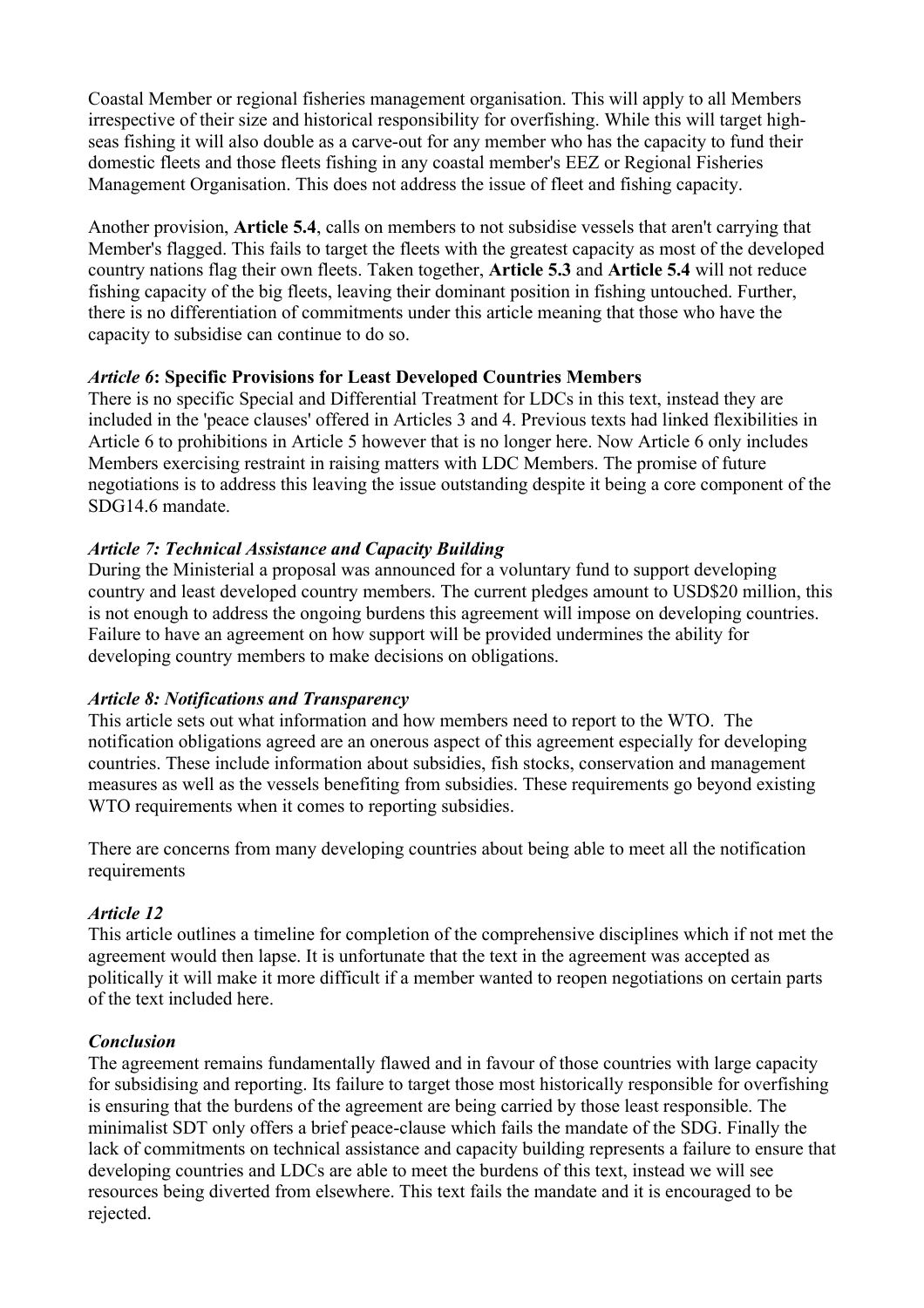Coastal Member or regional fisheries management organisation. This will apply to all Members irrespective of their size and historical responsibility for overfishing. While this will target high-seas fishing it will also double as a carve-out for any member who has the capacity to fund their domestic fleets and those fleets fishing in any coastal member's EEZ or Regional Fisheries Management Organisation. This does not address the issue of fleet and fishing capacity.

Another provision, **Article 5.4**, calls on members to not subsidise vessels that aren't carrying that Member's flagged. This fails to target the fleets with the greatest capacity as most of the developed country nations flag their own fleets. Taken together, **Article 5.3** and **Article 5.4** will not reduce fishing capacity of the big fleets, leaving their dominant position in fishing untouched. Further, there is no differentiation of commitments under this article meaning that those who have the capacity to subsidise can continue to do so.

***Article 6*: Specific Provisions for Least Developed Countries Members**

There is no specific Special and Differential Treatment for LDCs in this text, instead they are included in the 'peace clauses' offered in Articles 3 and 4. Previous texts had linked flexibilities in Article 6 to prohibitions in Article 5 however that is no longer here. Now Article 6 only includes Members exercising restraint in raising matters with LDC Members. The promise of future negotiations is to address this leaving the issue outstanding despite it being a core component of the SDG14.6 mandate.

***Article 7: Technical Assistance and Capacity Building***

During the Ministerial a proposal was announced for a voluntary fund to support developing country and least developed country members. The current pledges amount to USD$20 million, this is not enough to address the ongoing burdens this agreement will impose on developing countries. Failure to have an agreement on how support will be provided undermines the ability for developing country members to make decisions on obligations.

***Article 8: Notifications and Transparency***

This article sets out what information and how members need to report to the WTO. The notification obligations agreed are an onerous aspect of this agreement especially for developing countries. These include information about subsidies, fish stocks, conservation and management measures as well as the vessels benefiting from subsidies. These requirements go beyond existing WTO requirements when it comes to reporting subsidies.

There are concerns from many developing countries about being able to meet all the notification requirements

***Article 12***

This article outlines a timeline for completion of the comprehensive disciplines which if not met the agreement would then lapse. It is unfortunate that the text in the agreement was accepted as politically it will make it more difficult if a member wanted to reopen negotiations on certain parts of the text included here.

***Conclusion***

The agreement remains fundamentally flawed and in favour of those countries with large capacity for subsidising and reporting. Its failure to target those most historically responsible for overfishing is ensuring that the burdens of the agreement are being carried by those least responsible. The minimalist SDT only offers a brief peace-clause which fails the mandate of the SDG. Finally the lack of commitments on technical assistance and capacity building represents a failure to ensure that developing countries and LDCs are able to meet the burdens of this text, instead we will see resources being diverted from elsewhere. This text fails the mandate and it is encouraged to be rejected.